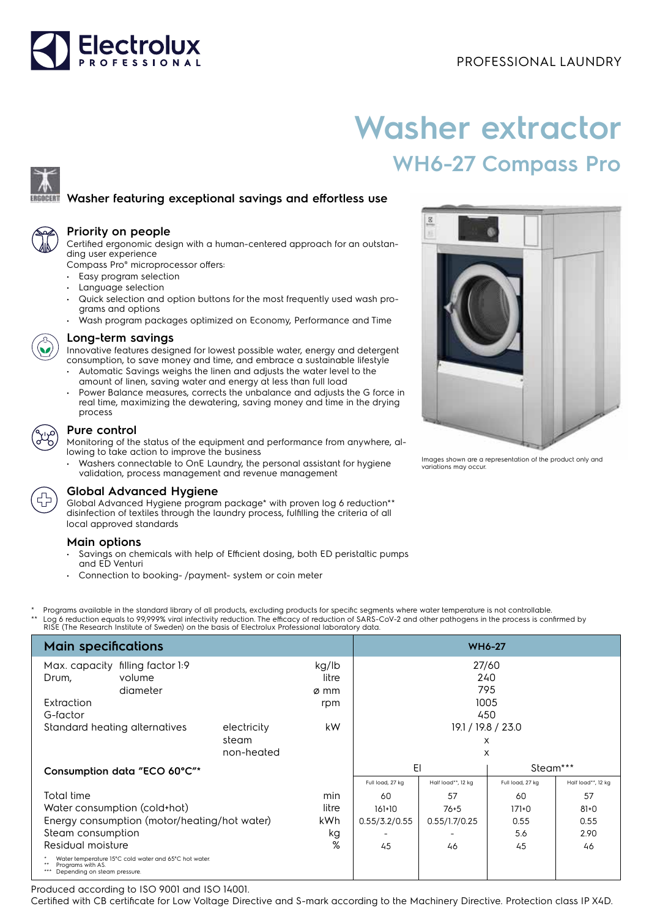Electrolux PROFESSIONAL

PROFESSIONAL LAUNDRY

# Washer extractor

## WH6-27 Compass Pro

### Washer featuring exceptional savings and effortless use

### Priority on people

Certified ergonomic design with a human-centered approach for an outstanding user experience

Compass Pro® microprocessor offers:

- Easy program selection
- Language selection
- Quick selection and option buttons for the most frequently used wash programs and options
- Wash program packages optimized on Economy, Performance and Time

### Long-term savings

Innovative features designed for lowest possible water, energy and detergent consumption, to save money and time, and embrace a sustainable lifestyle

- Automatic Savings weighs the linen and adjusts the water level to the amount of linen, saving water and energy at less than full load
- Power Balance measures, corrects the unbalance and adjusts the G force in real time, maximizing the dewatering, saving money and time in the drying process

### Pure control

Monitoring of the status of the equipment and performance from anywhere, allowing to take action to improve the business

- Washers connectable to OnE Laundry, the personal assistant for hygiene validation, process management and revenue management

### Global Advanced Hygiene

Global Advanced Hygiene program package* with proven log 6 reduction** disinfection of textiles through the laundry process, fulfilling the criteria of all local approved standards

### Main options

- Savings on chemicals with help of Efficient dosing, both ED peristaltic pumps and ED Venturi
- Connection to booking- /payment- system or coin meter

Images shown are a representation of the product only and variations may occur.

\* Programs available in the standard library of all products, excluding products for specific segments where water temperature is not controllable.
\*\* Log 6 reduction equals to 99,999% viral infectivity reduction. The efficacy of reduction of SARS-CoV-2 and other pathogens in the process is confirmed by RISE (The Research Institute of Sweden) on the basis of Electrolux Professional laboratory data.

| Main specifications | | | | WH6-27 | | | |
|---|---|---|---|---|---|---|---|
| Max. capacity | filling factor 1:9 | | kg/lb | 27/60 | | | |
| Drum, | volume | | litre | 240 | | | |
| | diameter | | ø mm | 795 | | | |
| Extraction | | | rpm | 1005 | | | |
| G-factor | | | | 450 | | | |
| Standard heating alternatives | | electricity | kW | 19.1 / 19.8 / 23.0 | | | |
| | | steam | | x | | | |
| | | non-heated | | x | | | |
| Consumption data "ECO 60°C"* | | | | El | | Steam*** | |
| | | | | Full load, 27 kg | Half load**, 12 kg | Full load, 27 kg | Half load**, 12 kg |
| Total time | | | min | 60 | 57 | 60 | 57 |
| Water consumption (cold+hot) | | | litre | 161+10 | 76+5 | 171+0 | 81+0 |
| Energy consumption (motor/heating/hot water) | | | kWh | 0.55/3.2/0.55 | 0.55/1.7/0.25 | 0.55 | 0.55 |
| Steam consumption | | | kg | - | - | 5.6 | 2.90 |
| Residual moisture | | | % | 45 | 46 | 45 | 46 |

\* Water temperature 15°C cold water and 65°C hot water.
\*\* Programs with AS.
\*\*\* Depending on steam pressure.

Produced according to ISO 9001 and ISO 14001.
Certified with CB certificate for Low Voltage Directive and S-mark according to the Machinery Directive. Protection class IP X4D.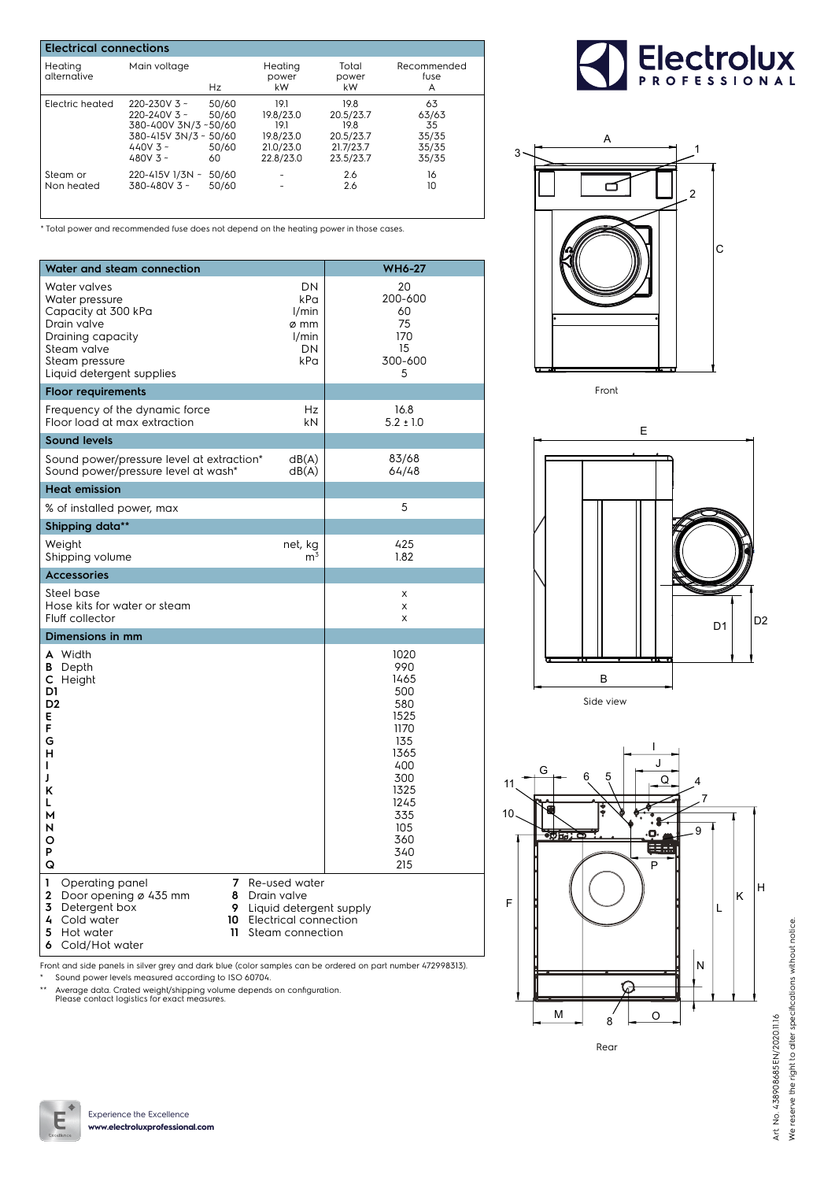## Electrical connections

| Heating alternative | Main voltage | Hz | Heating power kW | Total power kW | Recommended fuse A |
|---|---|---|---|---|---|
| Electric heated | 220-230V 3 ~ | 50/60 | 19.1 | 19.8 | 63 |
| | 220-240V 3 ~ | 50/60 | 19.8/23.0 | 20.5/23.7 | 63/63 |
| | 380-400V 3N/3 ~ | 50/60 | 19.1 | 19.8 | 35 |
| | 380-415V 3N/3 ~ | 50/60 | 19.8/23.0 | 20.5/23.7 | 35/35 |
| | 440V 3 ~ | 50/60 | 21.0/23.0 | 21.7/23.7 | 35/35 |
| | 480V 3 ~ | 60 | 22.8/23.0 | 23.5/23.7 | 35/35 |
| Steam or Non heated | 220-415V 1/3N ~ | 50/60 | - | 2.6 | 16 |
| | 380-480V 3 ~ | 50/60 | - | 2.6 | 10 |

* Total power and recommended fuse does not depend on the heating power in those cases.

| Water and steam connection | | WH6-27 |
|---|---|---|
| Water valves | DN | 20 |
| Water pressure | kPa | 200-600 |
| Capacity at 300 kPa | l/min | 60 |
| Drain valve | ø mm | 75 |
| Draining capacity | l/min | 170 |
| Steam valve | DN | 15 |
| Steam pressure | kPa | 300-600 |
| Liquid detergent supplies | | 5 |
| **Floor requirements** | | |
| Frequency of the dynamic force | Hz | 16.8 |
| Floor load at max extraction | kN | 5.2 ± 1.0 |
| **Sound levels** | | |
| Sound power/pressure level at extraction* | dB(A) | 83/68 |
| Sound power/pressure level at wash* | dB(A) | 64/48 |
| **Heat emission** | | |
| % of installed power, max | | 5 |
| **Shipping data**** | | |
| Weight | net, kg | 425 |
| Shipping volume | $m^3$ | 1.82 |
| **Accessories** | | |
| Steel base | | x |
| Hose kits for water or steam | | x |
| Fluff collector | | x |
| **Dimensions in mm** | | |
| **A** Width | | 1020 |
| **B** Depth | | 990 |
| **C** Height | | 1465 |
| **D1** | | 500 |
| **D2** | | 580 |
| **E** | | 1525 |
| **F** | | 1170 |
| **G** | | 135 |
| **H** | | 1365 |
| **I** | | 400 |
| **J** | | 300 |
| **K** | | 1325 |
| **L** | | 1245 |
| **M** | | 335 |
| **N** | | 105 |
| **O** | | 360 |
| **P** | | 340 |
| **Q** | | 215 |

1. Operating panel
2. Door opening ø 435 mm
3. Detergent box
4. Cold water
5. Hot water
6. Cold/Hot water
7. Re-used water
8. Drain valve
9. Liquid detergent supply
10. Electrical connection
11. Steam connection

Front and side panels in silver grey and dark blue (color samples can be ordered on part number 472998313).

* Sound power levels measured according to ISO 60704.

** Average data. Crated weight/shipping volume depends on configuration. Please contact logistics for exact measures.

Front

Side view

Rear

Experience the Excellence
www.electroluxprofessional.com

Art. No. 438908685EN/2020.11.16
We reserve the right to alter specifications without notice.